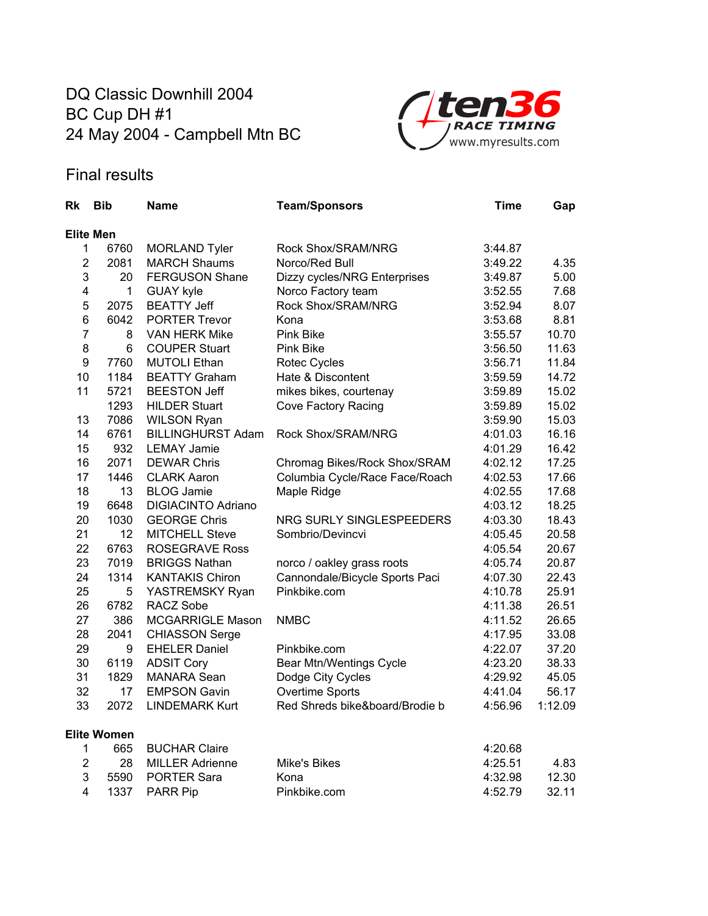# DQ Classic Downhill 2004
# BC Cup DH #1
# 24 May 2004 - Campbell Mtn BC

ten36 RACE TIMING www.myresults.com

## Final results

| Rk | Bib | Name | Team/Sponsors | Time | Gap |
|---|---|---|---|---|---|
| **Elite Men** | | | | | |
| 1 | 6760 | MORLAND Tyler | Rock Shox/SRAM/NRG | 3:44.87 | |
| 2 | 2081 | MARCH Shaums | Norco/Red Bull | 3:49.22 | 4.35 |
| 3 | 20 | FERGUSON Shane | Dizzy cycles/NRG Enterprises | 3:49.87 | 5.00 |
| 4 | 1 | GUAY kyle | Norco Factory team | 3:52.55 | 7.68 |
| 5 | 2075 | BEATTY Jeff | Rock Shox/SRAM/NRG | 3:52.94 | 8.07 |
| 6 | 6042 | PORTER Trevor | Kona | 3:53.68 | 8.81 |
| 7 | 8 | VAN HERK Mike | Pink Bike | 3:55.57 | 10.70 |
| 8 | 6 | COUPER Stuart | Pink Bike | 3:56.50 | 11.63 |
| 9 | 7760 | MUTOLI Ethan | Rotec Cycles | 3:56.71 | 11.84 |
| 10 | 1184 | BEATTY Graham | Hate & Discontent | 3:59.59 | 14.72 |
| 11 | 5721 | BEESTON Jeff | mikes bikes, courtenay | 3:59.89 | 15.02 |
| | 1293 | HILDER Stuart | Cove Factory Racing | 3:59.89 | 15.02 |
| 13 | 7086 | WILSON Ryan | | 3:59.90 | 15.03 |
| 14 | 6761 | BILLINGHURST Adam | Rock Shox/SRAM/NRG | 4:01.03 | 16.16 |
| 15 | 932 | LEMAY Jamie | | 4:01.29 | 16.42 |
| 16 | 2071 | DEWAR Chris | Chromag Bikes/Rock Shox/SRAM | 4:02.12 | 17.25 |
| 17 | 1446 | CLARK Aaron | Columbia Cycle/Race Face/Roach | 4:02.53 | 17.66 |
| 18 | 13 | BLOG Jamie | Maple Ridge | 4:02.55 | 17.68 |
| 19 | 6648 | DIGIACINTO Adriano | | 4:03.12 | 18.25 |
| 20 | 1030 | GEORGE Chris | NRG SURLY SINGLESPEEDERS | 4:03.30 | 18.43 |
| 21 | 12 | MITCHELL Steve | Sombrio/Devincvi | 4:05.45 | 20.58 |
| 22 | 6763 | ROSEGRAVE Ross | | 4:05.54 | 20.67 |
| 23 | 7019 | BRIGGS Nathan | norco / oakley grass roots | 4:05.74 | 20.87 |
| 24 | 1314 | KANTAKIS Chiron | Cannondale/Bicycle Sports Paci | 4:07.30 | 22.43 |
| 25 | 5 | YASTREMSKY Ryan | Pinkbike.com | 4:10.78 | 25.91 |
| 26 | 6782 | RACZ Sobe | | 4:11.38 | 26.51 |
| 27 | 386 | MCGARRIGLE Mason | NMBC | 4:11.52 | 26.65 |
| 28 | 2041 | CHIASSON Serge | | 4:17.95 | 33.08 |
| 29 | 9 | EHELER Daniel | Pinkbike.com | 4:22.07 | 37.20 |
| 30 | 6119 | ADSIT Cory | Bear Mtn/Wentings Cycle | 4:23.20 | 38.33 |
| 31 | 1829 | MANARA Sean | Dodge City Cycles | 4:29.92 | 45.05 |
| 32 | 17 | EMPSON Gavin | Overtime Sports | 4:41.04 | 56.17 |
| 33 | 2072 | LINDEMARK Kurt | Red Shreds bike&board/Brodie b | 4:56.96 | 1:12.09 |
| **Elite Women** | | | | | |
| 1 | 665 | BUCHAR Claire | | 4:20.68 | |
| 2 | 28 | MILLER Adrienne | Mike's Bikes | 4:25.51 | 4.83 |
| 3 | 5590 | PORTER Sara | Kona | 4:32.98 | 12.30 |
| 4 | 1337 | PARR Pip | Pinkbike.com | 4:52.79 | 32.11 |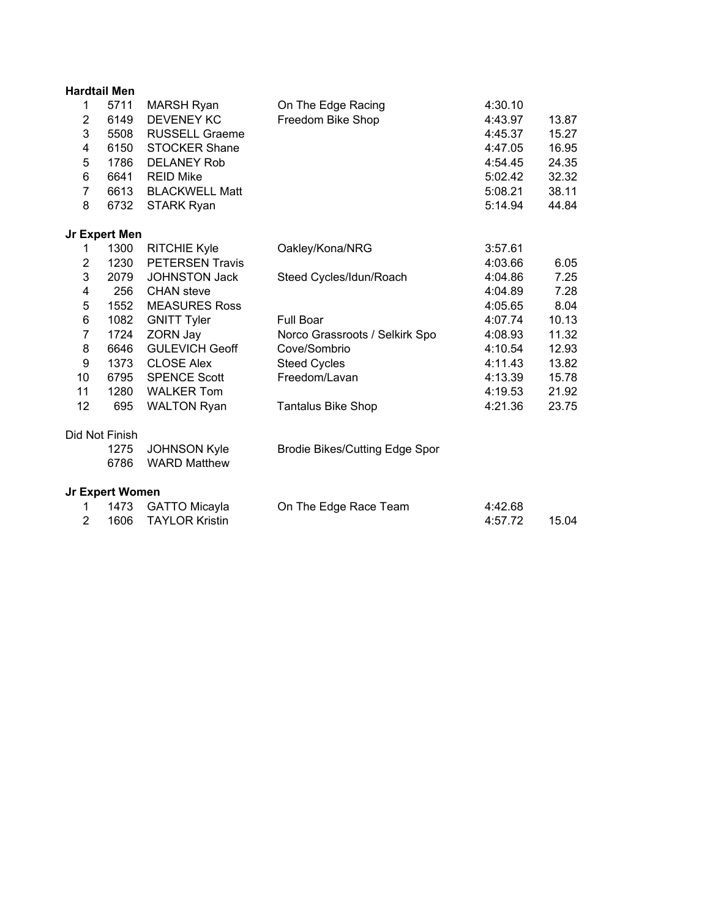**Hardtail Men**

| | | | | | |
|---|---|---|---|---|---|
| 1 | 5711 | MARSH Ryan | On The Edge Racing | 4:30.10 | |
| 2 | 6149 | DEVENEY KC | Freedom Bike Shop | 4:43.97 | 13.87 |
| 3 | 5508 | RUSSELL Graeme | | 4:45.37 | 15.27 |
| 4 | 6150 | STOCKER Shane | | 4:47.05 | 16.95 |
| 5 | 1786 | DELANEY Rob | | 4:54.45 | 24.35 |
| 6 | 6641 | REID Mike | | 5:02.42 | 32.32 |
| 7 | 6613 | BLACKWELL Matt | | 5:08.21 | 38.11 |
| 8 | 6732 | STARK Ryan | | 5:14.94 | 44.84 |

**Jr Expert Men**

| | | | | | |
|---|---|---|---|---|---|
| 1 | 1300 | RITCHIE Kyle | Oakley/Kona/NRG | 3:57.61 | |
| 2 | 1230 | PETERSEN Travis | | 4:03.66 | 6.05 |
| 3 | 2079 | JOHNSTON Jack | Steed Cycles/Idun/Roach | 4:04.86 | 7.25 |
| 4 | 256 | CHAN steve | | 4:04.89 | 7.28 |
| 5 | 1552 | MEASURES Ross | | 4:05.65 | 8.04 |
| 6 | 1082 | GNITT Tyler | Full Boar | 4:07.74 | 10.13 |
| 7 | 1724 | ZORN Jay | Norco Grassroots / Selkirk Spo | 4:08.93 | 11.32 |
| 8 | 6646 | GULEVICH Geoff | Cove/Sombrio | 4:10.54 | 12.93 |
| 9 | 1373 | CLOSE Alex | Steed Cycles | 4:11.43 | 13.82 |
| 10 | 6795 | SPENCE Scott | Freedom/Lavan | 4:13.39 | 15.78 |
| 11 | 1280 | WALKER Tom | | 4:19.53 | 21.92 |
| 12 | 695 | WALTON Ryan | Tantalus Bike Shop | 4:21.36 | 23.75 |

Did Not Finish

| | | | |
|---|---|---|---|
| | 1275 | JOHNSON Kyle | Brodie Bikes/Cutting Edge Spor |
| | 6786 | WARD Matthew | |

**Jr Expert Women**

| | | | | | |
|---|---|---|---|---|---|
| 1 | 1473 | GATTO Micayla | On The Edge Race Team | 4:42.68 | |
| 2 | 1606 | TAYLOR Kristin | | 4:57.72 | 15.04 |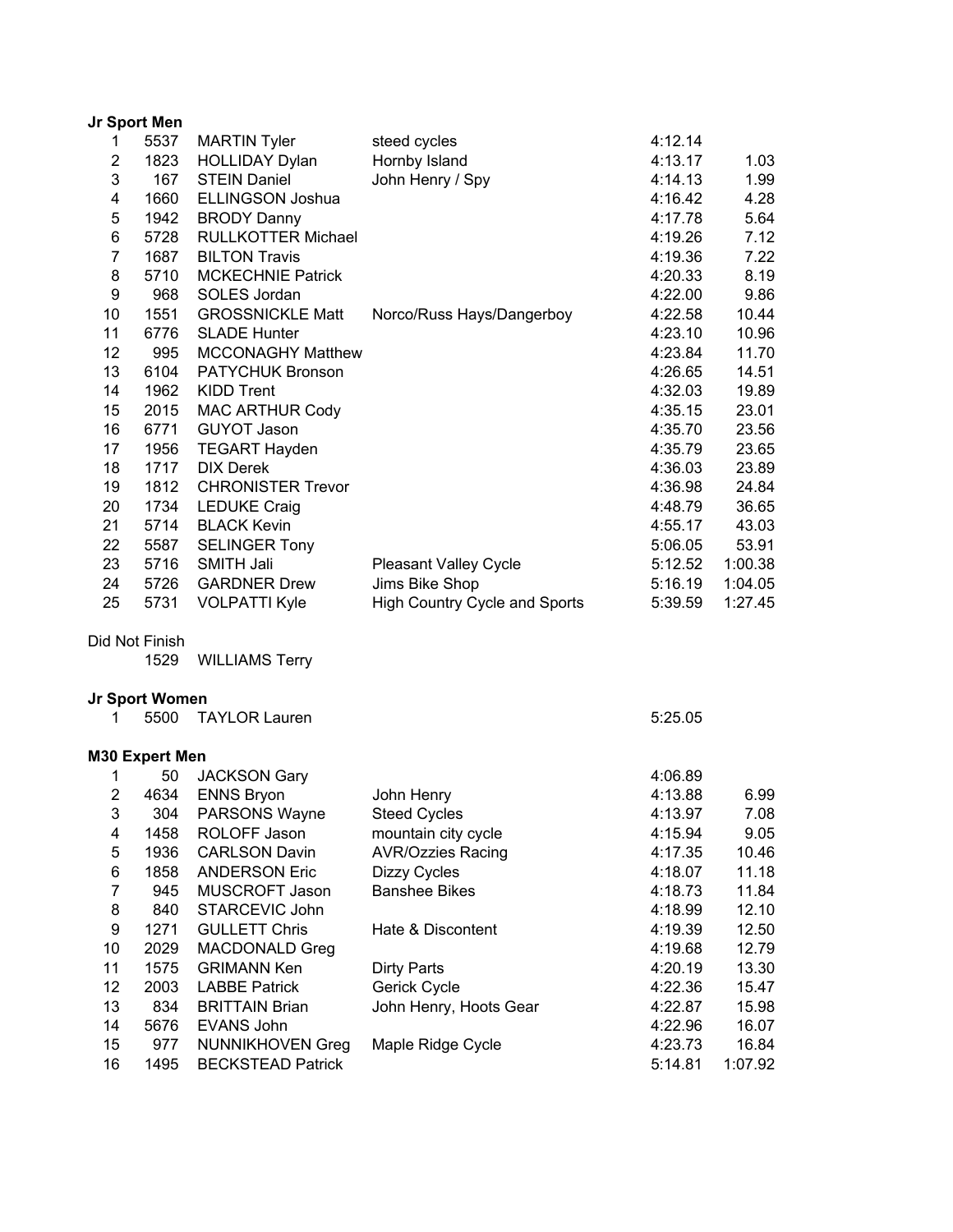**Jr Sport Men**

| Place | No. | Name | Team | Time | Back |
|---|---|---|---|---|---|
| 1 | 5537 | MARTIN Tyler | steed cycles | 4:12.14 | |
| 2 | 1823 | HOLLIDAY Dylan | Hornby Island | 4:13.17 | 1.03 |
| 3 | 167 | STEIN Daniel | John Henry / Spy | 4:14.13 | 1.99 |
| 4 | 1660 | ELLINGSON Joshua | | 4:16.42 | 4.28 |
| 5 | 1942 | BRODY Danny | | 4:17.78 | 5.64 |
| 6 | 5728 | RULLKOTTER Michael | | 4:19.26 | 7.12 |
| 7 | 1687 | BILTON Travis | | 4:19.36 | 7.22 |
| 8 | 5710 | MCKECHNIE Patrick | | 4:20.33 | 8.19 |
| 9 | 968 | SOLES Jordan | | 4:22.00 | 9.86 |
| 10 | 1551 | GROSSNICKLE Matt | Norco/Russ Hays/Dangerboy | 4:22.58 | 10.44 |
| 11 | 6776 | SLADE Hunter | | 4:23.10 | 10.96 |
| 12 | 995 | MCCONAGHY Matthew | | 4:23.84 | 11.70 |
| 13 | 6104 | PATYCHUK Bronson | | 4:26.65 | 14.51 |
| 14 | 1962 | KIDD Trent | | 4:32.03 | 19.89 |
| 15 | 2015 | MAC ARTHUR Cody | | 4:35.15 | 23.01 |
| 16 | 6771 | GUYOT Jason | | 4:35.70 | 23.56 |
| 17 | 1956 | TEGART Hayden | | 4:35.79 | 23.65 |
| 18 | 1717 | DIX Derek | | 4:36.03 | 23.89 |
| 19 | 1812 | CHRONISTER Trevor | | 4:36.98 | 24.84 |
| 20 | 1734 | LEDUKE Craig | | 4:48.79 | 36.65 |
| 21 | 5714 | BLACK Kevin | | 4:55.17 | 43.03 |
| 22 | 5587 | SELINGER Tony | | 5:06.05 | 53.91 |
| 23 | 5716 | SMITH Jali | Pleasant Valley Cycle | 5:12.52 | 1:00.38 |
| 24 | 5726 | GARDNER Drew | Jims Bike Shop | 5:16.19 | 1:04.05 |
| 25 | 5731 | VOLPATTI Kyle | High Country Cycle and Sports | 5:39.59 | 1:27.45 |

Did Not Finish

| No. | Name |
|---|---|
| 1529 | WILLIAMS Terry |

**Jr Sport Women**

| Place | No. | Name | Team | Time | Back |
|---|---|---|---|---|---|
| 1 | 5500 | TAYLOR Lauren | | 5:25.05 | |

**M30 Expert Men**

| Place | No. | Name | Team | Time | Back |
|---|---|---|---|---|---|
| 1 | 50 | JACKSON Gary | | 4:06.89 | |
| 2 | 4634 | ENNS Bryon | John Henry | 4:13.88 | 6.99 |
| 3 | 304 | PARSONS Wayne | Steed Cycles | 4:13.97 | 7.08 |
| 4 | 1458 | ROLOFF Jason | mountain city cycle | 4:15.94 | 9.05 |
| 5 | 1936 | CARLSON Davin | AVR/Ozzies Racing | 4:17.35 | 10.46 |
| 6 | 1858 | ANDERSON Eric | Dizzy Cycles | 4:18.07 | 11.18 |
| 7 | 945 | MUSCROFT Jason | Banshee Bikes | 4:18.73 | 11.84 |
| 8 | 840 | STARCEVIC John | | 4:18.99 | 12.10 |
| 9 | 1271 | GULLETT Chris | Hate & Discontent | 4:19.39 | 12.50 |
| 10 | 2029 | MACDONALD Greg | | 4:19.68 | 12.79 |
| 11 | 1575 | GRIMANN Ken | Dirty Parts | 4:20.19 | 13.30 |
| 12 | 2003 | LABBE Patrick | Gerick Cycle | 4:22.36 | 15.47 |
| 13 | 834 | BRITTAIN Brian | John Henry, Hoots Gear | 4:22.87 | 15.98 |
| 14 | 5676 | EVANS John | | 4:22.96 | 16.07 |
| 15 | 977 | NUNNIKHOVEN Greg | Maple Ridge Cycle | 4:23.73 | 16.84 |
| 16 | 1495 | BECKSTEAD Patrick | | 5:14.81 | 1:07.92 |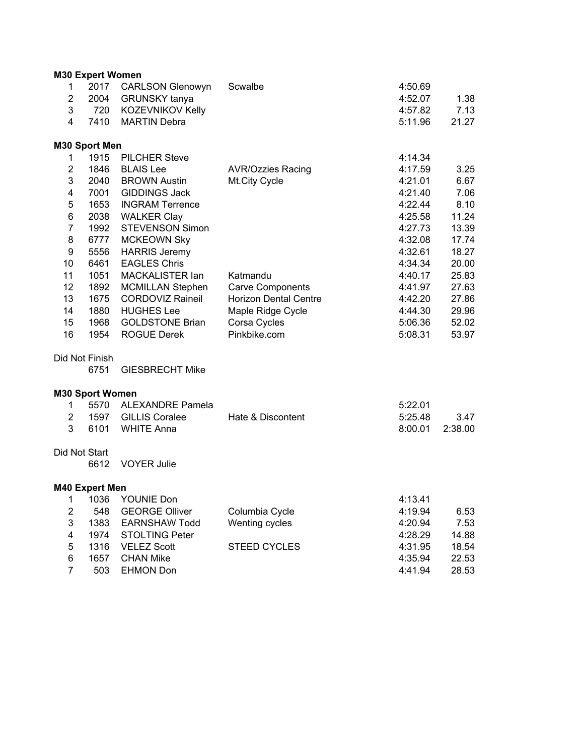**M30 Expert Women**

| | | | | | |
|---|---|---|---|---|---|
| 1 | 2017 | CARLSON Glenowyn | Scwalbe | 4:50.69 | |
| 2 | 2004 | GRUNSKY tanya | | 4:52.07 | 1.38 |
| 3 | 720 | KOZEVNIKOV Kelly | | 4:57.82 | 7.13 |
| 4 | 7410 | MARTIN Debra | | 5:11.96 | 21.27 |

**M30 Sport Men**

| | | | | | |
|---|---|---|---|---|---|
| 1 | 1915 | PILCHER Steve | | 4:14.34 | |
| 2 | 1846 | BLAIS Lee | AVR/Ozzies Racing | 4:17.59 | 3.25 |
| 3 | 2040 | BROWN Austin | Mt.City Cycle | 4:21.01 | 6.67 |
| 4 | 7001 | GIDDINGS Jack | | 4:21.40 | 7.06 |
| 5 | 1653 | INGRAM Terrence | | 4:22.44 | 8.10 |
| 6 | 2038 | WALKER Clay | | 4:25.58 | 11.24 |
| 7 | 1992 | STEVENSON Simon | | 4:27.73 | 13.39 |
| 8 | 6777 | MCKEOWN Sky | | 4:32.08 | 17.74 |
| 9 | 5556 | HARRIS Jeremy | | 4:32.61 | 18.27 |
| 10 | 6461 | EAGLES Chris | | 4:34.34 | 20.00 |
| 11 | 1051 | MACKALISTER Ian | Katmandu | 4:40.17 | 25.83 |
| 12 | 1892 | MCMILLAN Stephen | Carve Components | 4:41.97 | 27.63 |
| 13 | 1675 | CORDOVIZ Raineil | Horizon Dental Centre | 4:42.20 | 27.86 |
| 14 | 1880 | HUGHES Lee | Maple Ridge Cycle | 4:44.30 | 29.96 |
| 15 | 1968 | GOLDSTONE Brian | Corsa Cycles | 5:06.36 | 52.02 |
| 16 | 1954 | ROGUE Derek | Pinkbike.com | 5:08.31 | 53.97 |

Did Not Finish

| | | |
|---|---|---|
| | 6751 | GIESBRECHT Mike |

**M30 Sport Women**

| | | | | | |
|---|---|---|---|---|---|
| 1 | 5570 | ALEXANDRE Pamela | | 5:22.01 | |
| 2 | 1597 | GILLIS Coralee | Hate & Discontent | 5:25.48 | 3.47 |
| 3 | 6101 | WHITE Anna | | 8:00.01 | 2:38.00 |

Did Not Start

| | | |
|---|---|---|
| | 6612 | VOYER Julie |

**M40 Expert Men**

| | | | | | |
|---|---|---|---|---|---|
| 1 | 1036 | YOUNIE Don | | 4:13.41 | |
| 2 | 548 | GEORGE Olliver | Columbia Cycle | 4:19.94 | 6.53 |
| 3 | 1383 | EARNSHAW Todd | Wenting cycles | 4:20.94 | 7.53 |
| 4 | 1974 | STOLTING Peter | | 4:28.29 | 14.88 |
| 5 | 1316 | VELEZ Scott | STEED CYCLES | 4:31.95 | 18.54 |
| 6 | 1657 | CHAN Mike | | 4:35.94 | 22.53 |
| 7 | 503 | EHMON Don | | 4:41.94 | 28.53 |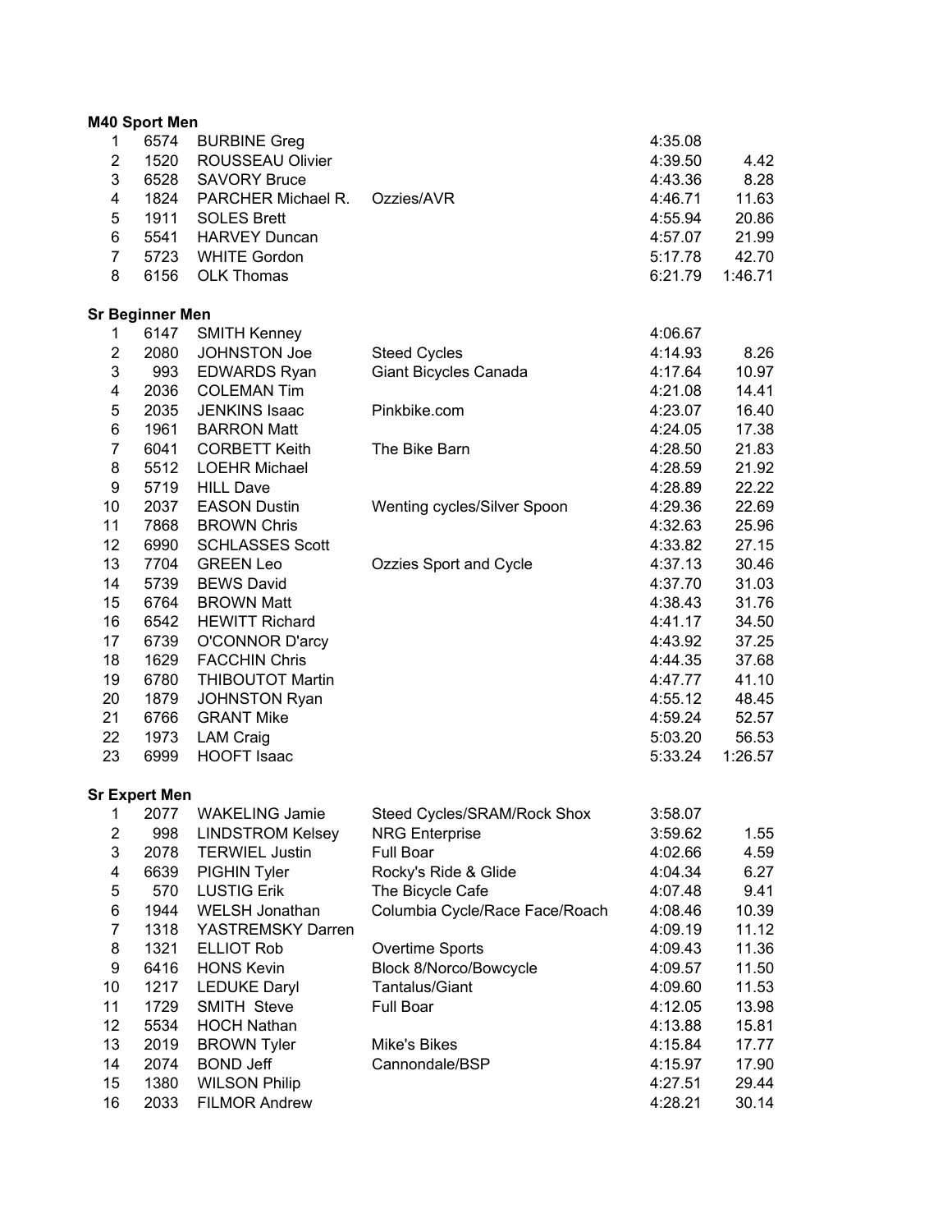**M40 Sport Men**

| | | | | | |
|---|---|---|---|---|---|
| 1 | 6574 | BURBINE Greg | | 4:35.08 | |
| 2 | 1520 | ROUSSEAU Olivier | | 4:39.50 | 4.42 |
| 3 | 6528 | SAVORY Bruce | | 4:43.36 | 8.28 |
| 4 | 1824 | PARCHER Michael R. | Ozzies/AVR | 4:46.71 | 11.63 |
| 5 | 1911 | SOLES Brett | | 4:55.94 | 20.86 |
| 6 | 5541 | HARVEY Duncan | | 4:57.07 | 21.99 |
| 7 | 5723 | WHITE Gordon | | 5:17.78 | 42.70 |
| 8 | 6156 | OLK Thomas | | 6:21.79 | 1:46.71 |

**Sr Beginner Men**

| | | | | | |
|---|---|---|---|---|---|
| 1 | 6147 | SMITH Kenney | | 4:06.67 | |
| 2 | 2080 | JOHNSTON Joe | Steed Cycles | 4:14.93 | 8.26 |
| 3 | 993 | EDWARDS Ryan | Giant Bicycles Canada | 4:17.64 | 10.97 |
| 4 | 2036 | COLEMAN Tim | | 4:21.08 | 14.41 |
| 5 | 2035 | JENKINS Isaac | Pinkbike.com | 4:23.07 | 16.40 |
| 6 | 1961 | BARRON Matt | | 4:24.05 | 17.38 |
| 7 | 6041 | CORBETT Keith | The Bike Barn | 4:28.50 | 21.83 |
| 8 | 5512 | LOEHR Michael | | 4:28.59 | 21.92 |
| 9 | 5719 | HILL Dave | | 4:28.89 | 22.22 |
| 10 | 2037 | EASON Dustin | Wenting cycles/Silver Spoon | 4:29.36 | 22.69 |
| 11 | 7868 | BROWN Chris | | 4:32.63 | 25.96 |
| 12 | 6990 | SCHLASSES Scott | | 4:33.82 | 27.15 |
| 13 | 7704 | GREEN Leo | Ozzies Sport and Cycle | 4:37.13 | 30.46 |
| 14 | 5739 | BEWS David | | 4:37.70 | 31.03 |
| 15 | 6764 | BROWN Matt | | 4:38.43 | 31.76 |
| 16 | 6542 | HEWITT Richard | | 4:41.17 | 34.50 |
| 17 | 6739 | O'CONNOR D'arcy | | 4:43.92 | 37.25 |
| 18 | 1629 | FACCHIN Chris | | 4:44.35 | 37.68 |
| 19 | 6780 | THIBOUTOT Martin | | 4:47.77 | 41.10 |
| 20 | 1879 | JOHNSTON Ryan | | 4:55.12 | 48.45 |
| 21 | 6766 | GRANT Mike | | 4:59.24 | 52.57 |
| 22 | 1973 | LAM Craig | | 5:03.20 | 56.53 |
| 23 | 6999 | HOOFT Isaac | | 5:33.24 | 1:26.57 |

**Sr Expert Men**

| | | | | | |
|---|---|---|---|---|---|
| 1 | 2077 | WAKELING Jamie | Steed Cycles/SRAM/Rock Shox | 3:58.07 | |
| 2 | 998 | LINDSTROM Kelsey | NRG Enterprise | 3:59.62 | 1.55 |
| 3 | 2078 | TERWIEL Justin | Full Boar | 4:02.66 | 4.59 |
| 4 | 6639 | PIGHIN Tyler | Rocky's Ride & Glide | 4:04.34 | 6.27 |
| 5 | 570 | LUSTIG Erik | The Bicycle Cafe | 4:07.48 | 9.41 |
| 6 | 1944 | WELSH Jonathan | Columbia Cycle/Race Face/Roach | 4:08.46 | 10.39 |
| 7 | 1318 | YASTREMSKY Darren | | 4:09.19 | 11.12 |
| 8 | 1321 | ELLIOT Rob | Overtime Sports | 4:09.43 | 11.36 |
| 9 | 6416 | HONS Kevin | Block 8/Norco/Bowcycle | 4:09.57 | 11.50 |
| 10 | 1217 | LEDUKE Daryl | Tantalus/Giant | 4:09.60 | 11.53 |
| 11 | 1729 | SMITH Steve | Full Boar | 4:12.05 | 13.98 |
| 12 | 5534 | HOCH Nathan | | 4:13.88 | 15.81 |
| 13 | 2019 | BROWN Tyler | Mike's Bikes | 4:15.84 | 17.77 |
| 14 | 2074 | BOND Jeff | Cannondale/BSP | 4:15.97 | 17.90 |
| 15 | 1380 | WILSON Philip | | 4:27.51 | 29.44 |
| 16 | 2033 | FILMOR Andrew | | 4:28.21 | 30.14 |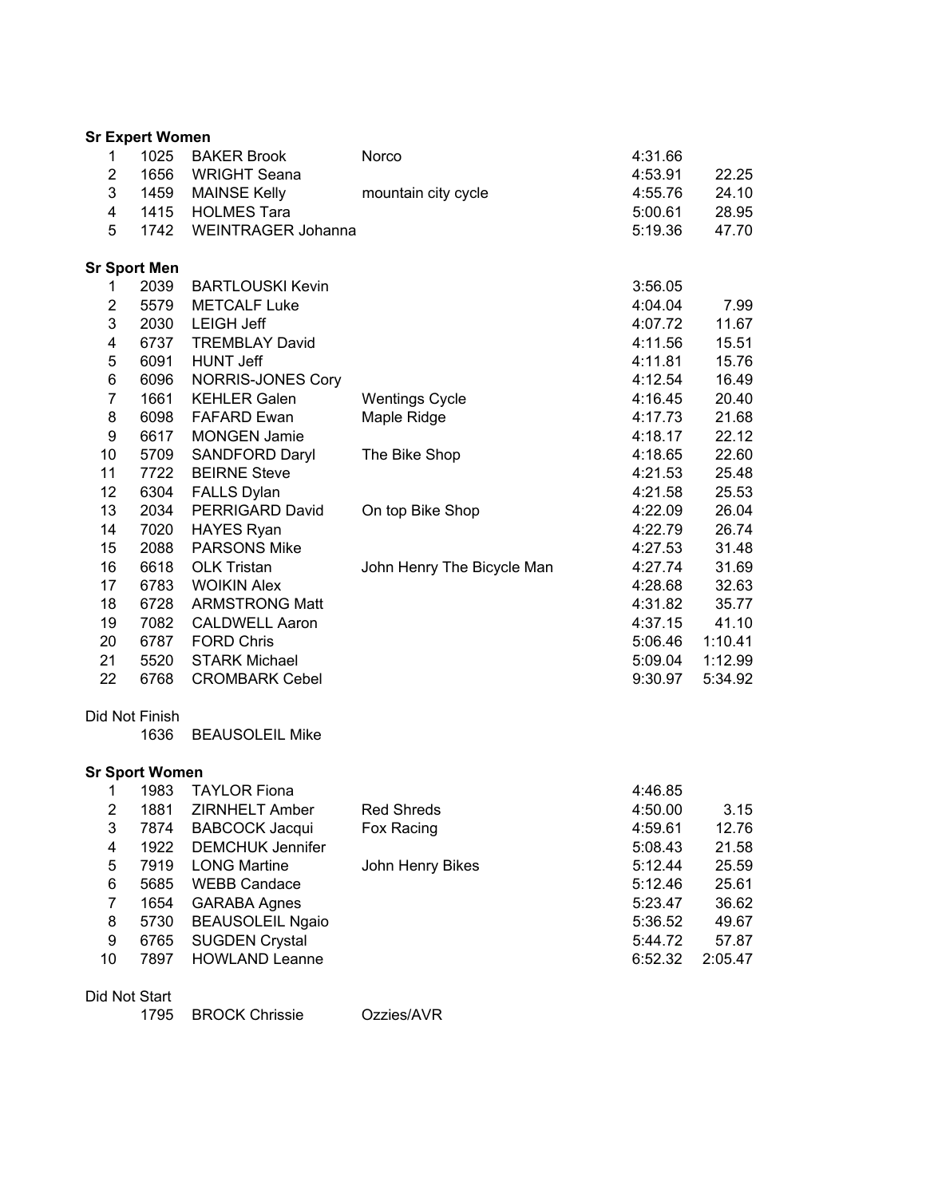**Sr Expert Women**

| Place | No. | Name | Team | Time | Behind |
|---|---|---|---|---|---|
| 1 | 1025 | BAKER Brook | Norco | 4:31.66 | |
| 2 | 1656 | WRIGHT Seana | | 4:53.91 | 22.25 |
| 3 | 1459 | MAINSE Kelly | mountain city cycle | 4:55.76 | 24.10 |
| 4 | 1415 | HOLMES Tara | | 5:00.61 | 28.95 |
| 5 | 1742 | WEINTRAGER Johanna | | 5:19.36 | 47.70 |

**Sr Sport Men**

| Place | No. | Name | Team | Time | Behind |
|---|---|---|---|---|---|
| 1 | 2039 | BARTLOUSKI Kevin | | 3:56.05 | |
| 2 | 5579 | METCALF Luke | | 4:04.04 | 7.99 |
| 3 | 2030 | LEIGH Jeff | | 4:07.72 | 11.67 |
| 4 | 6737 | TREMBLAY David | | 4:11.56 | 15.51 |
| 5 | 6091 | HUNT Jeff | | 4:11.81 | 15.76 |
| 6 | 6096 | NORRIS-JONES Cory | | 4:12.54 | 16.49 |
| 7 | 1661 | KEHLER Galen | Wentings Cycle | 4:16.45 | 20.40 |
| 8 | 6098 | FAFARD Ewan | Maple Ridge | 4:17.73 | 21.68 |
| 9 | 6617 | MONGEN Jamie | | 4:18.17 | 22.12 |
| 10 | 5709 | SANDFORD Daryl | The Bike Shop | 4:18.65 | 22.60 |
| 11 | 7722 | BEIRNE Steve | | 4:21.53 | 25.48 |
| 12 | 6304 | FALLS Dylan | | 4:21.58 | 25.53 |
| 13 | 2034 | PERRIGARD David | On top Bike Shop | 4:22.09 | 26.04 |
| 14 | 7020 | HAYES Ryan | | 4:22.79 | 26.74 |
| 15 | 2088 | PARSONS Mike | | 4:27.53 | 31.48 |
| 16 | 6618 | OLK Tristan | John Henry The Bicycle Man | 4:27.74 | 31.69 |
| 17 | 6783 | WOIKIN Alex | | 4:28.68 | 32.63 |
| 18 | 6728 | ARMSTRONG Matt | | 4:31.82 | 35.77 |
| 19 | 7082 | CALDWELL Aaron | | 4:37.15 | 41.10 |
| 20 | 6787 | FORD Chris | | 5:06.46 | 1:10.41 |
| 21 | 5520 | STARK Michael | | 5:09.04 | 1:12.99 |
| 22 | 6768 | CROMBARK Cebel | | 9:30.97 | 5:34.92 |

Did Not Finish

| No. | Name |
|---|---|
| 1636 | BEAUSOLEIL Mike |

**Sr Sport Women**

| Place | No. | Name | Team | Time | Behind |
|---|---|---|---|---|---|
| 1 | 1983 | TAYLOR Fiona | | 4:46.85 | |
| 2 | 1881 | ZIRNHELT Amber | Red Shreds | 4:50.00 | 3.15 |
| 3 | 7874 | BABCOCK Jacqui | Fox Racing | 4:59.61 | 12.76 |
| 4 | 1922 | DEMCHUK Jennifer | | 5:08.43 | 21.58 |
| 5 | 7919 | LONG Martine | John Henry Bikes | 5:12.44 | 25.59 |
| 6 | 5685 | WEBB Candace | | 5:12.46 | 25.61 |
| 7 | 1654 | GARABA Agnes | | 5:23.47 | 36.62 |
| 8 | 5730 | BEAUSOLEIL Ngaio | | 5:36.52 | 49.67 |
| 9 | 6765 | SUGDEN Crystal | | 5:44.72 | 57.87 |
| 10 | 7897 | HOWLAND Leanne | | 6:52.32 | 2:05.47 |

Did Not Start

| No. | Name | Team |
|---|---|---|
| 1795 | BROCK Chrissie | Ozzies/AVR |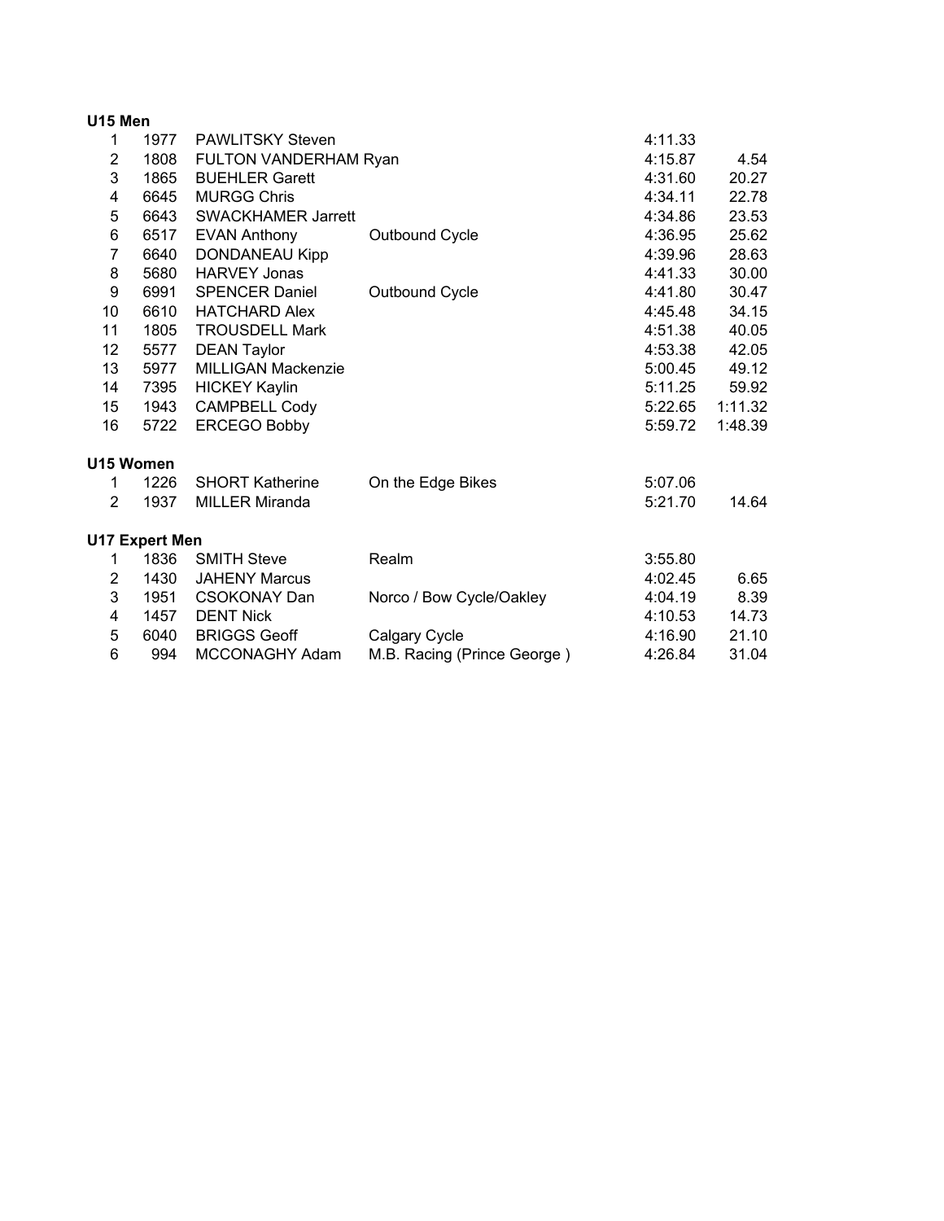**U15 Men**

| | | | | | |
|---|---|---|---|---|---|
| 1 | 1977 | PAWLITSKY Steven | | 4:11.33 | |
| 2 | 1808 | FULTON VANDERHAM Ryan | | 4:15.87 | 4.54 |
| 3 | 1865 | BUEHLER Garett | | 4:31.60 | 20.27 |
| 4 | 6645 | MURGG Chris | | 4:34.11 | 22.78 |
| 5 | 6643 | SWACKHAMER Jarrett | | 4:34.86 | 23.53 |
| 6 | 6517 | EVAN Anthony | Outbound Cycle | 4:36.95 | 25.62 |
| 7 | 6640 | DONDANEAU Kipp | | 4:39.96 | 28.63 |
| 8 | 5680 | HARVEY Jonas | | 4:41.33 | 30.00 |
| 9 | 6991 | SPENCER Daniel | Outbound Cycle | 4:41.80 | 30.47 |
| 10 | 6610 | HATCHARD Alex | | 4:45.48 | 34.15 |
| 11 | 1805 | TROUSDELL Mark | | 4:51.38 | 40.05 |
| 12 | 5577 | DEAN Taylor | | 4:53.38 | 42.05 |
| 13 | 5977 | MILLIGAN Mackenzie | | 5:00.45 | 49.12 |
| 14 | 7395 | HICKEY Kaylin | | 5:11.25 | 59.92 |
| 15 | 1943 | CAMPBELL Cody | | 5:22.65 | 1:11.32 |
| 16 | 5722 | ERCEGO Bobby | | 5:59.72 | 1:48.39 |

**U15 Women**

| | | | | | |
|---|---|---|---|---|---|
| 1 | 1226 | SHORT Katherine | On the Edge Bikes | 5:07.06 | |
| 2 | 1937 | MILLER Miranda | | 5:21.70 | 14.64 |

**U17 Expert Men**

| | | | | | |
|---|---|---|---|---|---|
| 1 | 1836 | SMITH Steve | Realm | 3:55.80 | |
| 2 | 1430 | JAHENY Marcus | | 4:02.45 | 6.65 |
| 3 | 1951 | CSOKONAY Dan | Norco / Bow Cycle/Oakley | 4:04.19 | 8.39 |
| 4 | 1457 | DENT Nick | | 4:10.53 | 14.73 |
| 5 | 6040 | BRIGGS Geoff | Calgary Cycle | 4:16.90 | 21.10 |
| 6 | 994 | MCCONAGHY Adam | M.B. Racing (Prince George ) | 4:26.84 | 31.04 |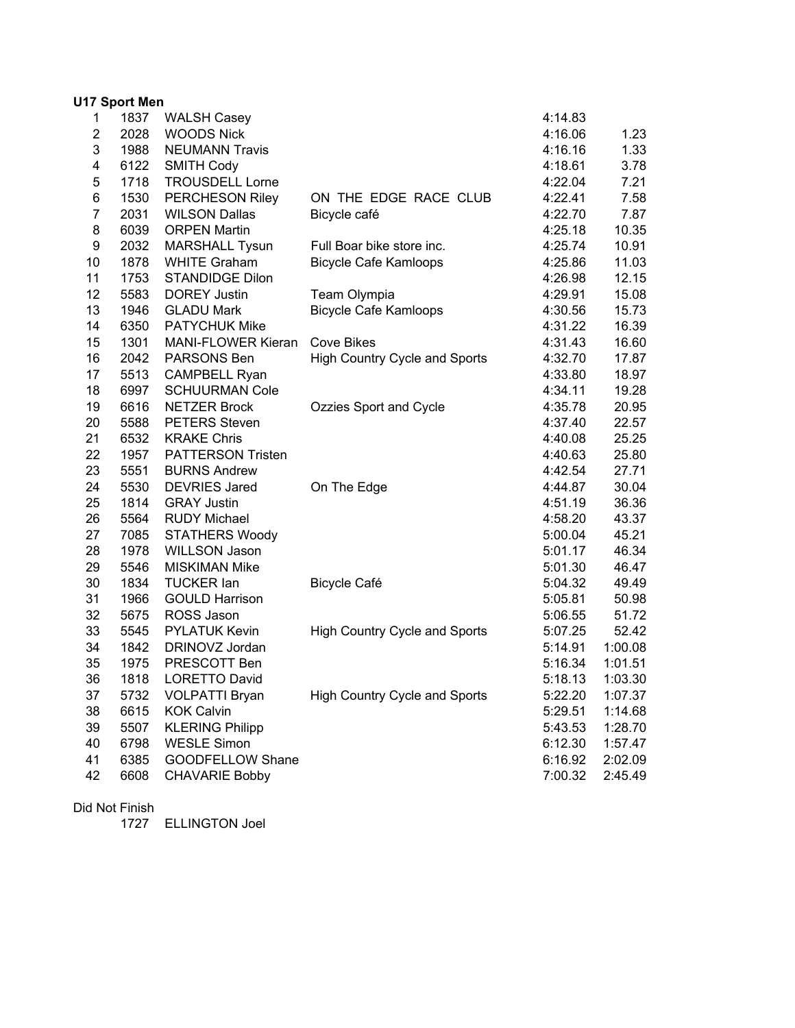**U17 Sport Men**

| | | | | | |
|---|---|---|---|---|---|
| 1 | 1837 | WALSH Casey | | 4:14.83 | |
| 2 | 2028 | WOODS Nick | | 4:16.06 | 1.23 |
| 3 | 1988 | NEUMANN Travis | | 4:16.16 | 1.33 |
| 4 | 6122 | SMITH Cody | | 4:18.61 | 3.78 |
| 5 | 1718 | TROUSDELL Lorne | | 4:22.04 | 7.21 |
| 6 | 1530 | PERCHESON Riley | ON THE EDGE RACE CLUB | 4:22.41 | 7.58 |
| 7 | 2031 | WILSON Dallas | Bicycle café | 4:22.70 | 7.87 |
| 8 | 6039 | ORPEN Martin | | 4:25.18 | 10.35 |
| 9 | 2032 | MARSHALL Tysun | Full Boar bike store inc. | 4:25.74 | 10.91 |
| 10 | 1878 | WHITE Graham | Bicycle Cafe Kamloops | 4:25.86 | 11.03 |
| 11 | 1753 | STANDIDGE Dilon | | 4:26.98 | 12.15 |
| 12 | 5583 | DOREY Justin | Team Olympia | 4:29.91 | 15.08 |
| 13 | 1946 | GLADU Mark | Bicycle Cafe Kamloops | 4:30.56 | 15.73 |
| 14 | 6350 | PATYCHUK Mike | | 4:31.22 | 16.39 |
| 15 | 1301 | MANI-FLOWER Kieran | Cove Bikes | 4:31.43 | 16.60 |
| 16 | 2042 | PARSONS Ben | High Country Cycle and Sports | 4:32.70 | 17.87 |
| 17 | 5513 | CAMPBELL Ryan | | 4:33.80 | 18.97 |
| 18 | 6997 | SCHUURMAN Cole | | 4:34.11 | 19.28 |
| 19 | 6616 | NETZER Brock | Ozzies Sport and Cycle | 4:35.78 | 20.95 |
| 20 | 5588 | PETERS Steven | | 4:37.40 | 22.57 |
| 21 | 6532 | KRAKE Chris | | 4:40.08 | 25.25 |
| 22 | 1957 | PATTERSON Tristen | | 4:40.63 | 25.80 |
| 23 | 5551 | BURNS Andrew | | 4:42.54 | 27.71 |
| 24 | 5530 | DEVRIES Jared | On The Edge | 4:44.87 | 30.04 |
| 25 | 1814 | GRAY Justin | | 4:51.19 | 36.36 |
| 26 | 5564 | RUDY Michael | | 4:58.20 | 43.37 |
| 27 | 7085 | STATHERS Woody | | 5:00.04 | 45.21 |
| 28 | 1978 | WILLSON Jason | | 5:01.17 | 46.34 |
| 29 | 5546 | MISKIMAN Mike | | 5:01.30 | 46.47 |
| 30 | 1834 | TUCKER Ian | Bicycle Café | 5:04.32 | 49.49 |
| 31 | 1966 | GOULD Harrison | | 5:05.81 | 50.98 |
| 32 | 5675 | ROSS Jason | | 5:06.55 | 51.72 |
| 33 | 5545 | PYLATUK Kevin | High Country Cycle and Sports | 5:07.25 | 52.42 |
| 34 | 1842 | DRINOVZ Jordan | | 5:14.91 | 1:00.08 |
| 35 | 1975 | PRESCOTT Ben | | 5:16.34 | 1:01.51 |
| 36 | 1818 | LORETTO David | | 5:18.13 | 1:03.30 |
| 37 | 5732 | VOLPATTI Bryan | High Country Cycle and Sports | 5:22.20 | 1:07.37 |
| 38 | 6615 | KOK Calvin | | 5:29.51 | 1:14.68 |
| 39 | 5507 | KLERING Philipp | | 5:43.53 | 1:28.70 |
| 40 | 6798 | WESLE Simon | | 6:12.30 | 1:57.47 |
| 41 | 6385 | GOODFELLOW Shane | | 6:16.92 | 2:02.09 |
| 42 | 6608 | CHAVARIE Bobby | | 7:00.32 | 2:45.49 |

Did Not Finish

1727 ELLINGTON Joel